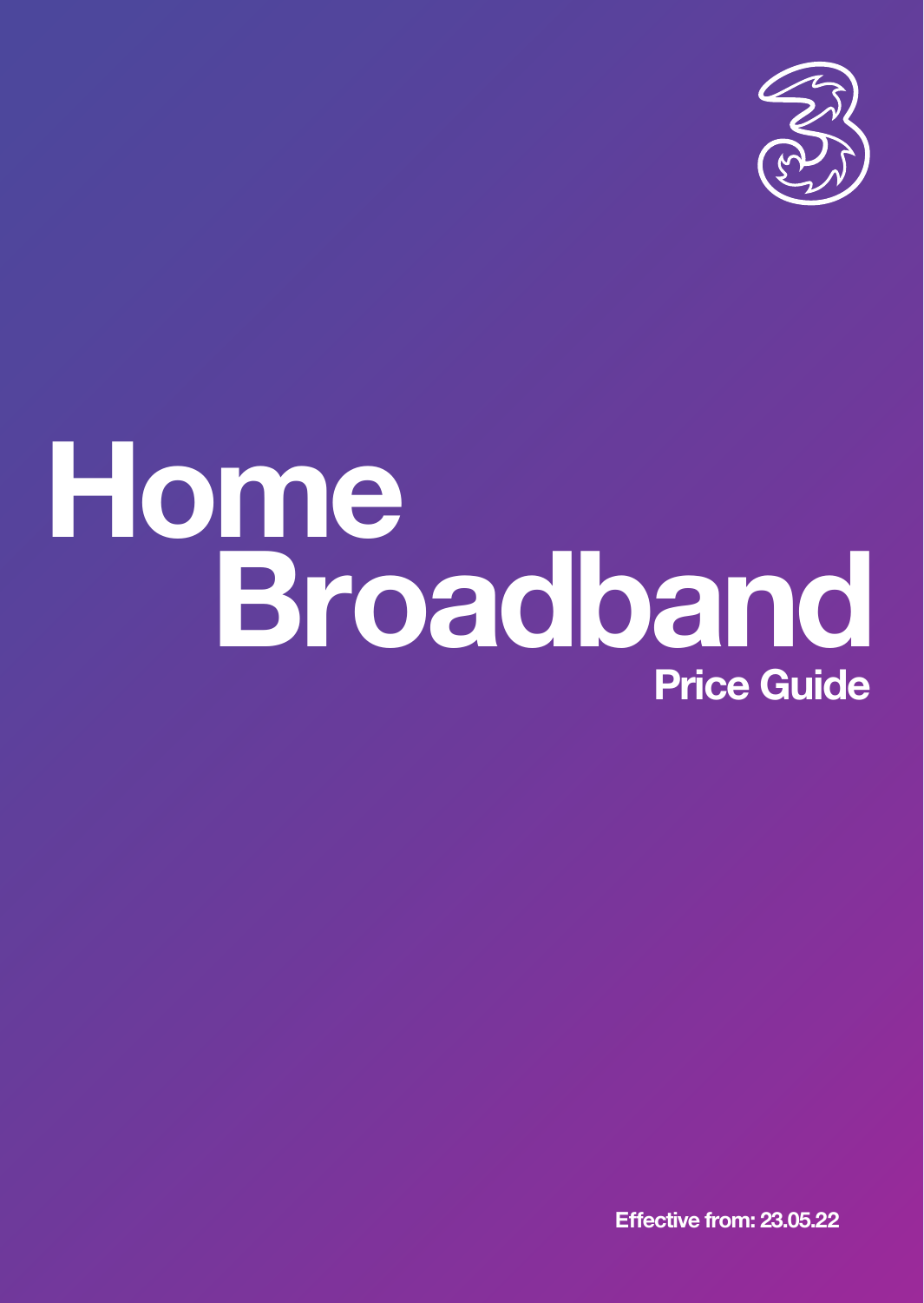# Home Broadband

## Price Guide

**Effective from: 23.05.22**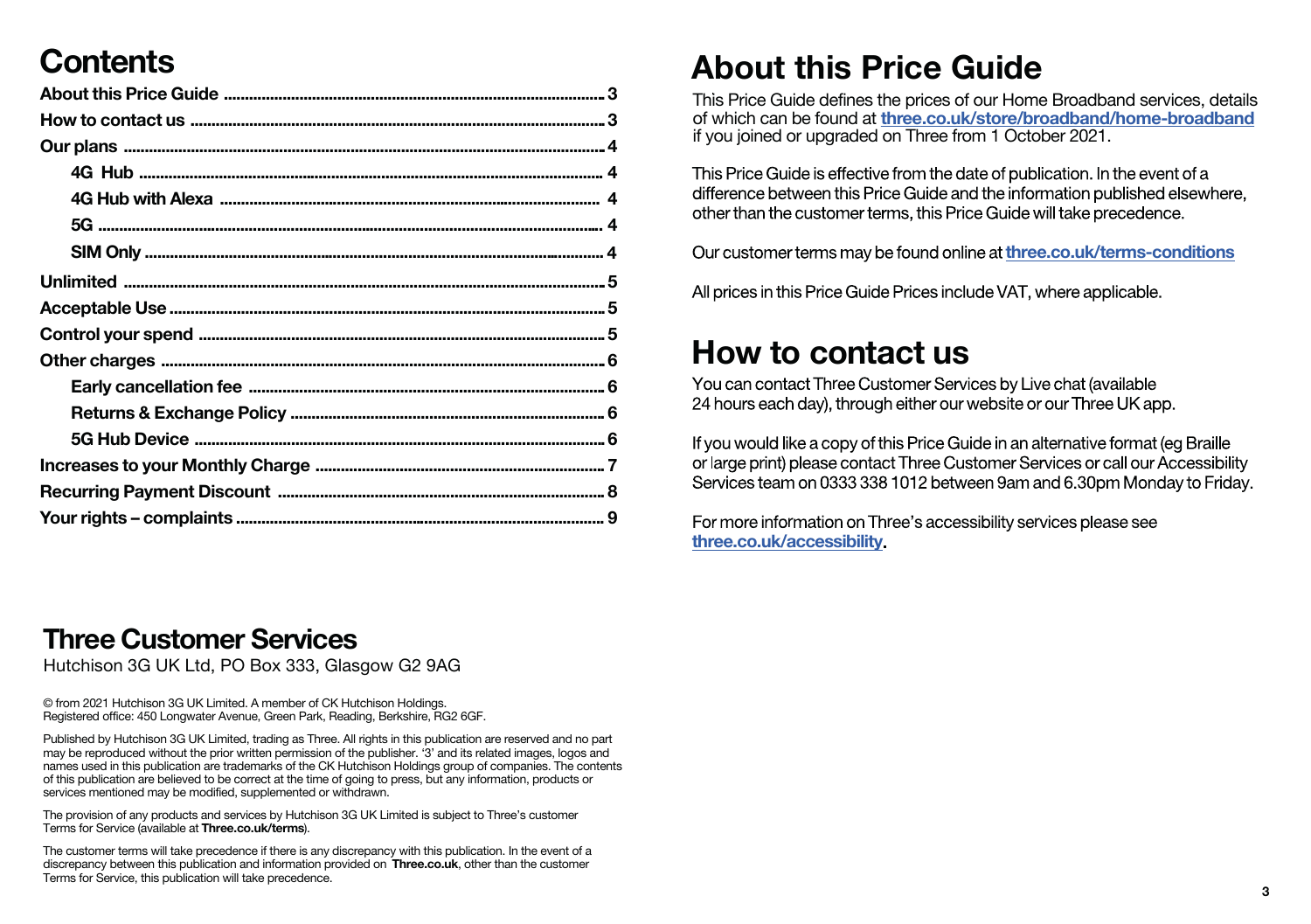# Contents

| | |
|---|---|
| **About this Price Guide** | **3** |
| **How to contact us** | **3** |
| **Our plans** | **4** |
| **4G Hub** | **4** |
| **4G Hub with Alexa** | **4** |
| **5G** | **4** |
| **SIM Only** | **4** |
| **Unlimited** | **5** |
| **Acceptable Use** | **5** |
| **Control your spend** | **5** |
| **Other charges** | **6** |
| **Early cancellation fee** | **6** |
| **Returns & Exchange Policy** | **6** |
| **5G Hub Device** | **6** |
| **Increases to your Monthly Charge** | **7** |
| **Recurring Payment Discount** | **8** |
| **Your rights – complaints** | **9** |

## Three Customer Services

Hutchison 3G UK Ltd, PO Box 333, Glasgow G2 9AG

© from 2021 Hutchison 3G UK Limited. A member of CK Hutchison Holdings.
Registered office: 450 Longwater Avenue, Green Park, Reading, Berkshire, RG2 6GF.

Published by Hutchison 3G UK Limited, trading as Three. All rights in this publication are reserved and no part may be reproduced without the prior written permission of the publisher. '3' and its related images, logos and names used in this publication are trademarks of the CK Hutchison Holdings group of companies. The contents of this publication are believed to be correct at the time of going to press, but any information, products or services mentioned may be modified, supplemented or withdrawn.

The provision of any products and services by Hutchison 3G UK Limited is subject to Three's customer Terms for Service (available at **Three.co.uk/terms**).

The customer terms will take precedence if there is any discrepancy with this publication. In the event of a discrepancy between this publication and information provided on **Three.co.uk**, other than the customer Terms for Service, this publication will take precedence.

# About this Price Guide

This Price Guide defines the prices of our Home Broadband services, details of which can be found at **three.co.uk/store/broadband/home-broadband** if you joined or upgraded on Three from 1 October 2021.

This Price Guide is effective from the date of publication. In the event of a difference between this Price Guide and the information published elsewhere, other than the customer terms, this Price Guide will take precedence.

Our customer terms may be found online at **three.co.uk/terms-conditions**

All prices in this Price Guide Prices include VAT, where applicable.

# How to contact us

You can contact Three Customer Services by Live chat (available 24 hours each day), through either our website or our Three UK app.

If you would like a copy of this Price Guide in an alternative format (eg Braille or large print) please contact Three Customer Services or call our Accessibility Services team on 0333 338 1012 between 9am and 6.30pm Monday to Friday.

For more information on Three's accessibility services please see **three.co.uk/accessibility**.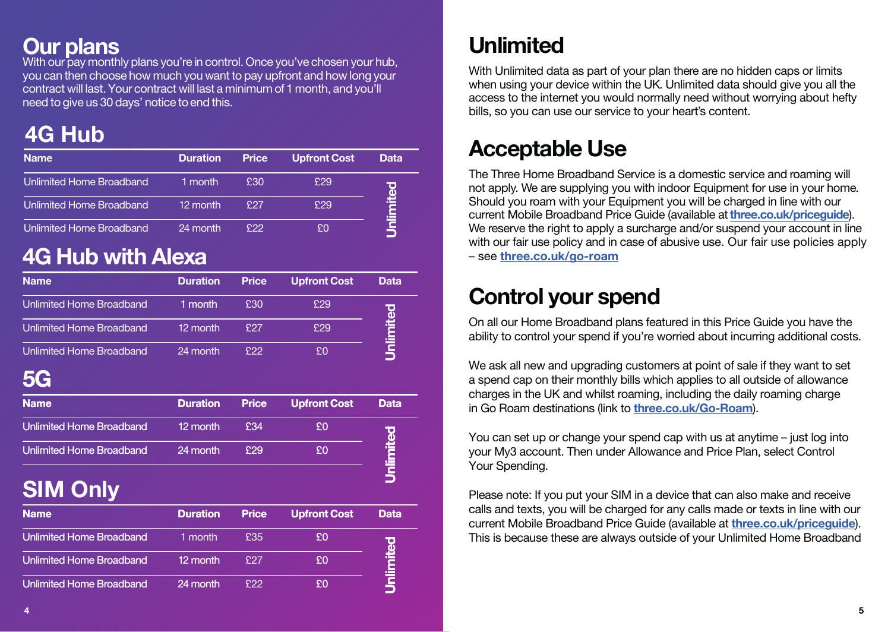# Our plans

With our pay monthly plans you're in control. Once you've chosen your hub, you can then choose how much you want to pay upfront and how long your contract will last. Your contract will last a minimum of 1 month, and you'll need to give us 30 days' notice to end this.

## 4G Hub

| Name | Duration | Price | Upfront Cost | Data |
|---|---|---|---|---|
| Unlimited Home Broadband | 1 month | £30 | £29 | Unlimited |
| Unlimited Home Broadband | 12 month | £27 | £29 | |
| Unlimited Home Broadband | 24 month | £22 | £0 | |

## 4G Hub with Alexa

| Name | Duration | Price | Upfront Cost | Data |
|---|---|---|---|---|
| Unlimited Home Broadband | 1 month | £30 | £29 | Unlimited |
| Unlimited Home Broadband | 12 month | £27 | £29 | |
| Unlimited Home Broadband | 24 month | £22 | £0 | |

## 5G

| Name | Duration | Price | Upfront Cost | Data |
|---|---|---|---|---|
| Unlimited Home Broadband | 12 month | £34 | £0 | Unlimited |
| Unlimited Home Broadband | 24 month | £29 | £0 | |

## SIM Only

| Name | Duration | Price | Upfront Cost | Data |
|---|---|---|---|---|
| Unlimited Home Broadband | 1 month | £35 | £0 | Unlimited |
| Unlimited Home Broadband | 12 month | £27 | £0 | |
| Unlimited Home Broadband | 24 month | £22 | £0 | |

# Unlimited

With Unlimited data as part of your plan there are no hidden caps or limits when using your device within the UK. Unlimited data should give you all the access to the internet you would normally need without worrying about hefty bills, so you can use our service to your heart's content.

# Acceptable Use

The Three Home Broadband Service is a domestic service and roaming will not apply. We are supplying you with indoor Equipment for use in your home. Should you roam with your Equipment you will be charged in line with our current Mobile Broadband Price Guide (available at **three.co.uk/priceguide**). We reserve the right to apply a surcharge and/or suspend your account in line with our fair use policy and in case of abusive use. Our fair use policies apply – see **three.co.uk/go-roam**

# Control your spend

On all our Home Broadband plans featured in this Price Guide you have the ability to control your spend if you're worried about incurring additional costs.

We ask all new and upgrading customers at point of sale if they want to set a spend cap on their monthly bills which applies to all outside of allowance charges in the UK and whilst roaming, including the daily roaming charge in Go Roam destinations (link to **three.co.uk/Go-Roam**).

You can set up or change your spend cap with us at anytime – just log into your My3 account. Then under Allowance and Price Plan, select Control Your Spending.

Please note: If you put your SIM in a device that can also make and receive calls and texts, you will be charged for any calls made or texts in line with our current Mobile Broadband Price Guide (available at **three.co.uk/priceguide**). This is because these are always outside of your Unlimited Home Broadband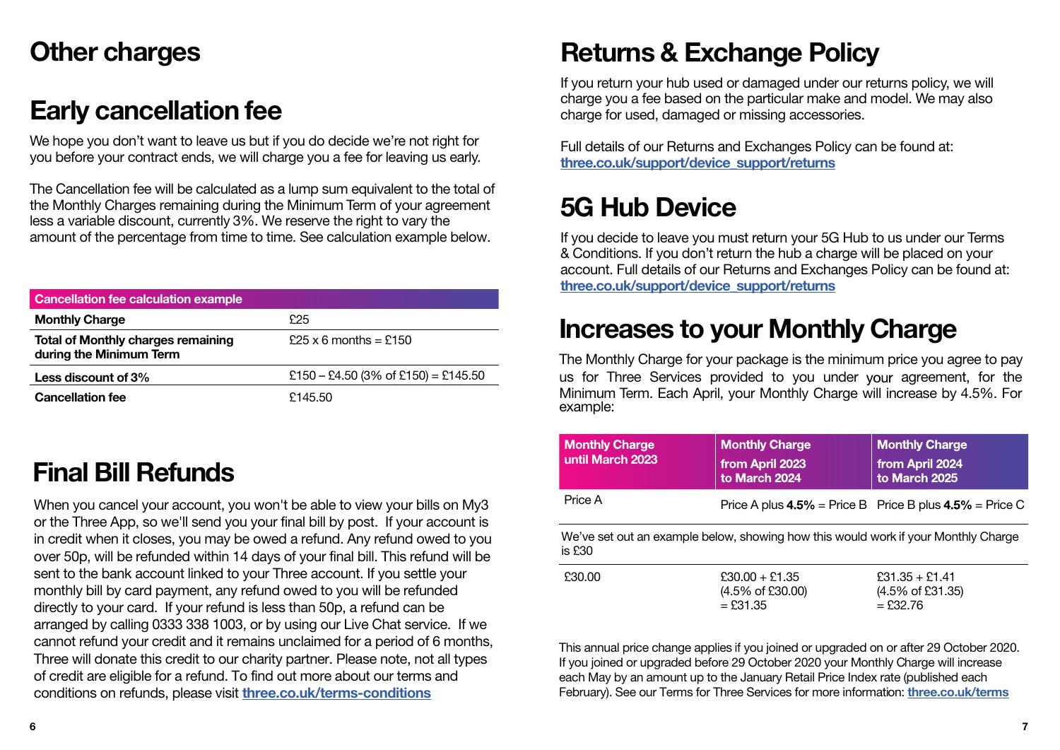# Other charges

## Early cancellation fee

We hope you don't want to leave us but if you do decide we're not right for you before your contract ends, we will charge you a fee for leaving us early.

The Cancellation fee will be calculated as a lump sum equivalent to the total of the Monthly Charges remaining during the Minimum Term of your agreement less a variable discount, currently 3%. We reserve the right to vary the amount of the percentage from time to time. See calculation example below.

| Cancellation fee calculation example | |
|---|---|
| **Monthly Charge** | £25 |
| **Total of Monthly charges remaining during the Minimum Term** | £25 x 6 months = £150 |
| **Less discount of 3%** | £150 – £4.50 (3% of £150) = £145.50 |
| **Cancellation fee** | £145.50 |

## Final Bill Refunds

When you cancel your account, you won't be able to view your bills on My3 or the Three App, so we'll send you your final bill by post. If your account is in credit when it closes, you may be owed a refund. Any refund owed to you over 50p, will be refunded within 14 days of your final bill. This refund will be sent to the bank account linked to your Three account. If you settle your monthly bill by card payment, any refund owed to you will be refunded directly to your card. If your refund is less than 50p, a refund can be arranged by calling 0333 338 1003, or by using our Live Chat service. If we cannot refund your credit and it remains unclaimed for a period of 6 months, Three will donate this credit to our charity partner. Please note, not all types of credit are eligible for a refund. To find out more about our terms and conditions on refunds, please visit **three.co.uk/terms-conditions**

## Returns & Exchange Policy

If you return your hub used or damaged under our returns policy, we will charge you a fee based on the particular make and model. We may also charge for used, damaged or missing accessories.

Full details of our Returns and Exchanges Policy can be found at: **three.co.uk/support/device_support/returns**

## 5G Hub Device

If you decide to leave you must return your 5G Hub to us under our Terms & Conditions. If you don't return the hub a charge will be placed on your account. Full details of our Returns and Exchanges Policy can be found at: **three.co.uk/support/device_support/returns**

## Increases to your Monthly Charge

The Monthly Charge for your package is the minimum price you agree to pay us for Three Services provided to you under your agreement, for the Minimum Term. Each April, your Monthly Charge will increase by 4.5%. For example:

| Monthly Charge until March 2023 | Monthly Charge from April 2023 to March 2024 | Monthly Charge from April 2024 to March 2025 |
|---|---|---|
| Price A | Price A plus **4.5%** = Price B | Price B plus **4.5%** = Price C |
| We've set out an example below, showing how this would work if your Monthly Charge is £30 | | |
| £30.00 | £30.00 + £1.35 (4.5% of £30.00) = £31.35 | £31.35 + £1.41 (4.5% of £31.35) = £32.76 |

This annual price change applies if you joined or upgraded on or after 29 October 2020. If you joined or upgraded before 29 October 2020 your Monthly Charge will increase each May by an amount up to the January Retail Price Index rate (published each February). See our Terms for Three Services for more information: **three.co.uk/terms**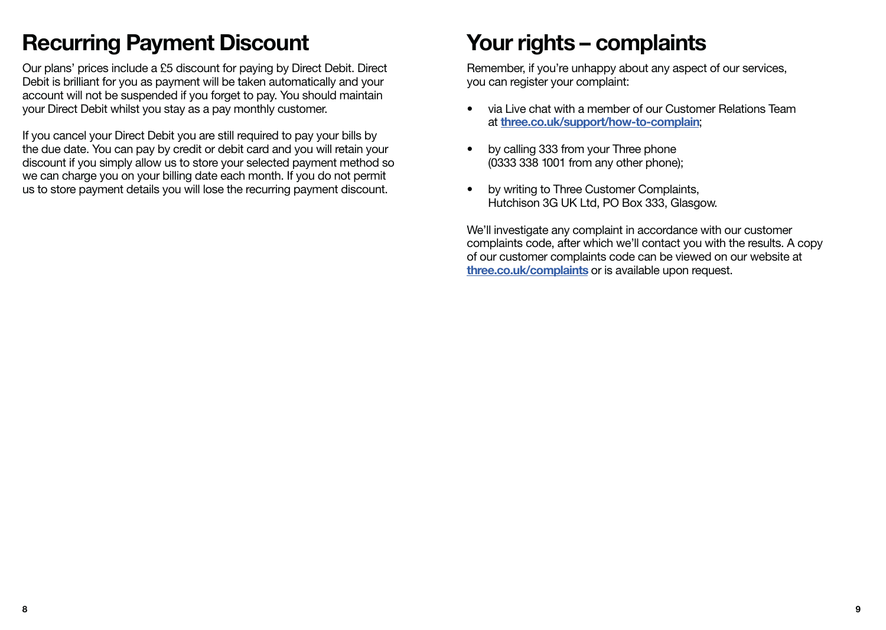# Recurring Payment Discount

Our plans' prices include a £5 discount for paying by Direct Debit. Direct Debit is brilliant for you as payment will be taken automatically and your account will not be suspended if you forget to pay. You should maintain your Direct Debit whilst you stay as a pay monthly customer.

If you cancel your Direct Debit you are still required to pay your bills by the due date. You can pay by credit or debit card and you will retain your discount if you simply allow us to store your selected payment method so we can charge you on your billing date each month. If you do not permit us to store payment details you will lose the recurring payment discount.

# Your rights – complaints

Remember, if you're unhappy about any aspect of our services, you can register your complaint:

- via Live chat with a member of our Customer Relations Team at **three.co.uk/support/how-to-complain**;
- by calling 333 from your Three phone (0333 338 1001 from any other phone);
- by writing to Three Customer Complaints, Hutchison 3G UK Ltd, PO Box 333, Glasgow.

We'll investigate any complaint in accordance with our customer complaints code, after which we'll contact you with the results. A copy of our customer complaints code can be viewed on our website at **three.co.uk/complaints** or is available upon request.